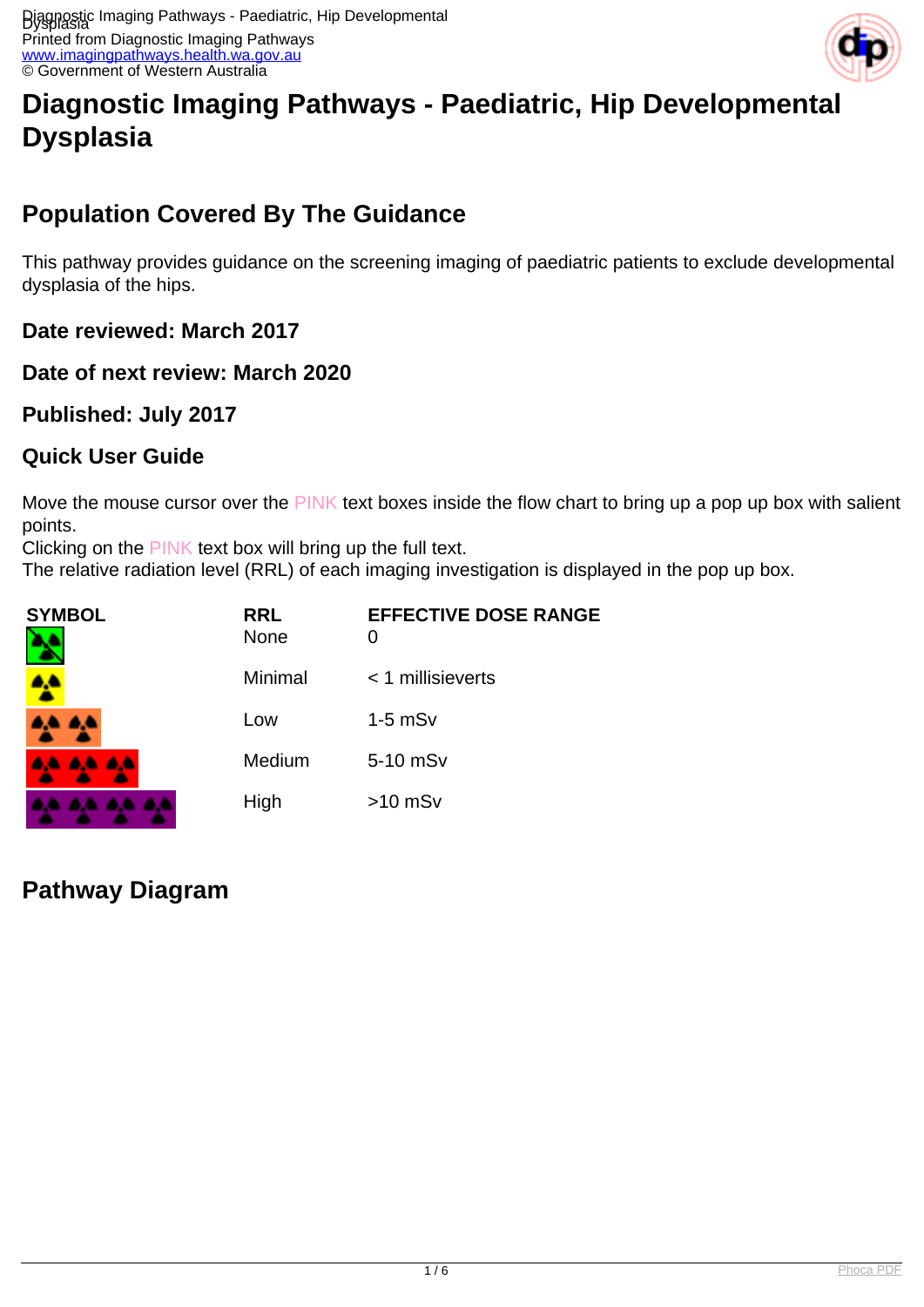# Diagnostic Imaging Pathways - Paediatric, Hip Developmental Dysplasia

## Population Covered By The Guidance

This pathway provides guidance on the screening imaging of paediatric patients to exclude developmental dysplasia of the hips.

### Date reviewed: March 2017

### Date of next review: March 2020

### Published: July 2017

### Quick User Guide

Move the mouse cursor over the PINK text boxes inside the flow chart to bring up a pop up box with salient points.
Clicking on the PINK text box will bring up the full text.
The relative radiation level (RRL) of each imaging investigation is displayed in the pop up box.

| SYMBOL | RRL | EFFECTIVE DOSE RANGE |
|---|---|---|
| | None | 0 |
| | Minimal | < 1 millisieverts |
| | Low | 1-5 mSv |
| | Medium | 5-10 mSv |
| | High | >10 mSv |

## Pathway Diagram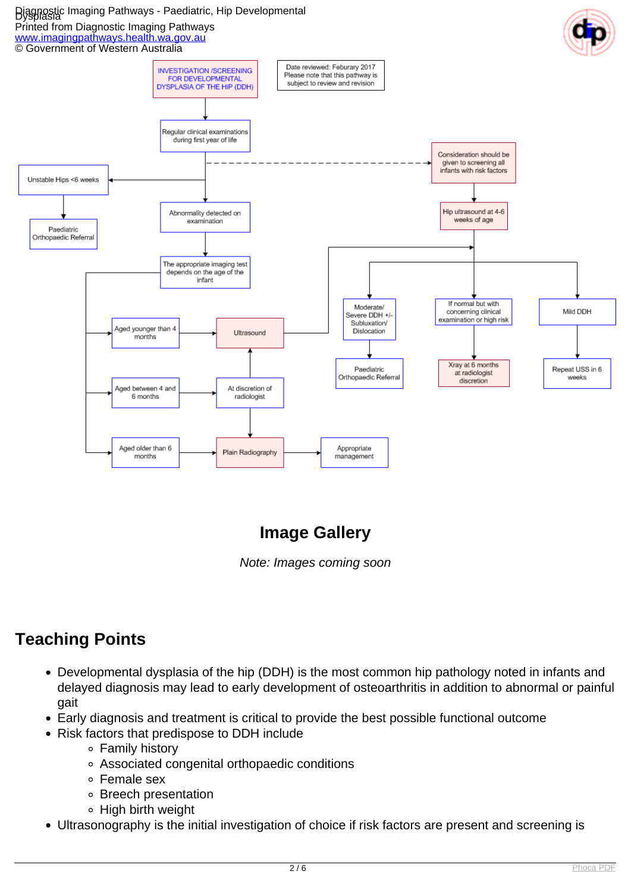INVESTIGATION /SCREENING FOR DEVELOPMENTAL DYSPLASIA OF THE HIP (DDH)

Date reviewed: Feburary 2017
Please note that this pathway is subject to review and revision

- Regular clinical examinations during first year of life
  - Unstable Hips <6 weeks → Paediatric Orthopaedic Referral
  - Consideration should be given to screening all infants with risk factors → Hip ultrasound at 4-6 weeks of age
  - Abnormality detected on examination → The appropriate imaging test depends on the age of the infant
    - Aged younger than 4 months → Ultrasound
    - Aged between 4 and 6 months → At discretion of radiologist → Ultrasound or Plain Radiography
    - Aged older than 6 months → Plain Radiography → Appropriate management
- Ultrasound / Hip ultrasound at 4-6 weeks of age:
  - Moderate/ Severe DDH +/- Subluxation/ Dislocation → Paediatric Orthopaedic Referral
  - If normal but with concerning clinical examination or high risk → Xray at 6 months at radiologist discretion
  - Mild DDH → Repeat USS in 6 weeks

## Image Gallery

*Note: Images coming soon*

## Teaching Points

- Developmental dysplasia of the hip (DDH) is the most common hip pathology noted in infants and delayed diagnosis may lead to early development of osteoarthritis in addition to abnormal or painful gait
- Early diagnosis and treatment is critical to provide the best possible functional outcome
- Risk factors that predispose to DDH include
  - Family history
  - Associated congenital orthopaedic conditions
  - Female sex
  - Breech presentation
  - High birth weight
- Ultrasonography is the initial investigation of choice if risk factors are present and screening is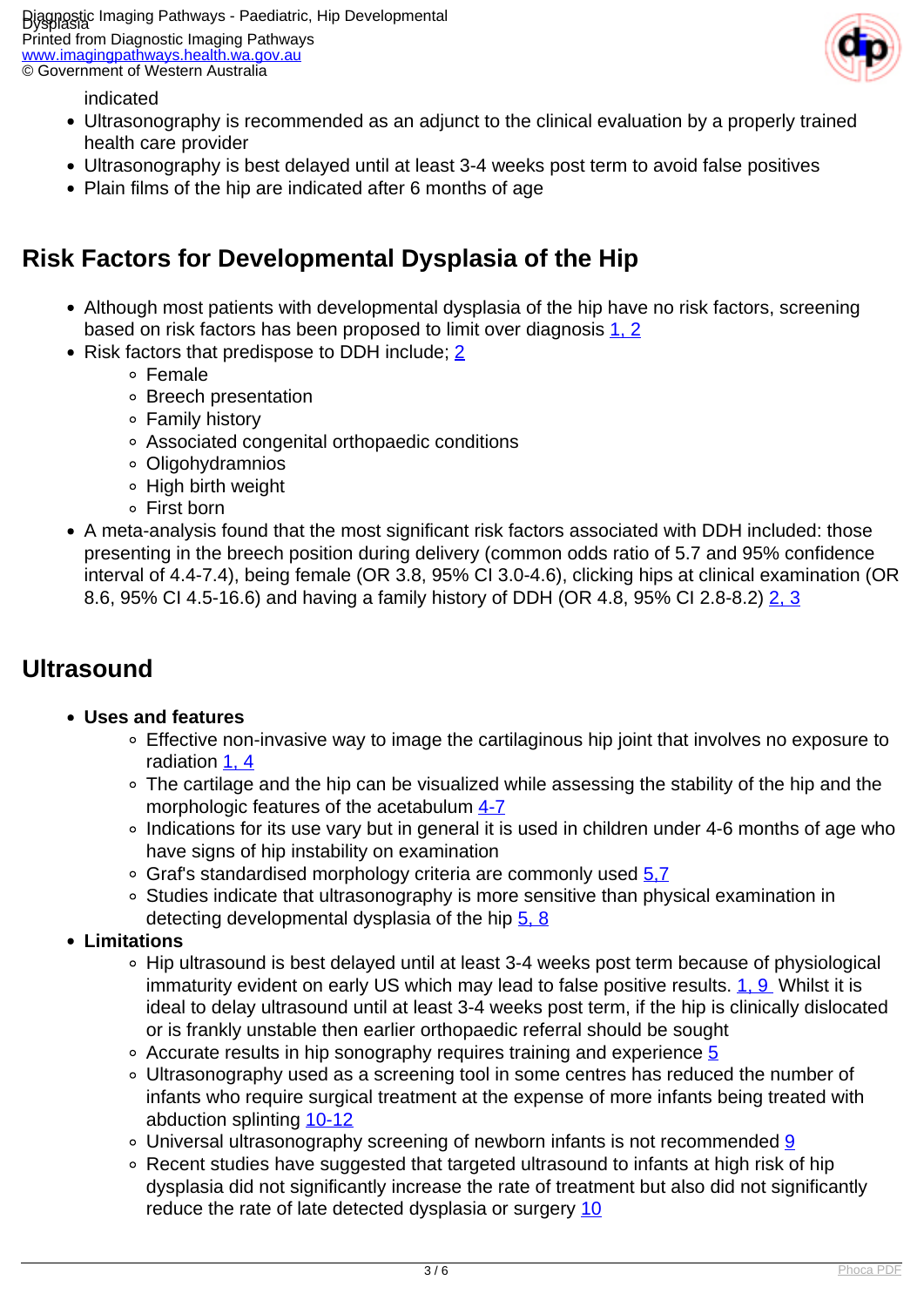indicated
- Ultrasonography is recommended as an adjunct to the clinical evaluation by a properly trained health care provider
- Ultrasonography is best delayed until at least 3-4 weeks post term to avoid false positives
- Plain films of the hip are indicated after 6 months of age

## Risk Factors for Developmental Dysplasia of the Hip

- Although most patients with developmental dysplasia of the hip have no risk factors, screening based on risk factors has been proposed to limit over diagnosis [1, 2]
- Risk factors that predispose to DDH include; [2]
  - Female
  - Breech presentation
  - Family history
  - Associated congenital orthopaedic conditions
  - Oligohydramnios
  - High birth weight
  - First born
- A meta-analysis found that the most significant risk factors associated with DDH included: those presenting in the breech position during delivery (common odds ratio of 5.7 and 95% confidence interval of 4.4-7.4), being female (OR 3.8, 95% CI 3.0-4.6), clicking hips at clinical examination (OR 8.6, 95% CI 4.5-16.6) and having a family history of DDH (OR 4.8, 95% CI 2.8-8.2) [2, 3]

## Ultrasound

- **Uses and features**
  - Effective non-invasive way to image the cartilaginous hip joint that involves no exposure to radiation [1, 4]
  - The cartilage and the hip can be visualized while assessing the stability of the hip and the morphologic features of the acetabulum [4-7]
  - Indications for its use vary but in general it is used in children under 4-6 months of age who have signs of hip instability on examination
  - Graf's standardised morphology criteria are commonly used [5,7]
  - Studies indicate that ultrasonography is more sensitive than physical examination in detecting developmental dysplasia of the hip [5, 8]
- **Limitations**
  - Hip ultrasound is best delayed until at least 3-4 weeks post term because of physiological immaturity evident on early US which may lead to false positive results. [1, 9] Whilst it is ideal to delay ultrasound until at least 3-4 weeks post term, if the hip is clinically dislocated or is frankly unstable then earlier orthopaedic referral should be sought
  - Accurate results in hip sonography requires training and experience [5]
  - Ultrasonography used as a screening tool in some centres has reduced the number of infants who require surgical treatment at the expense of more infants being treated with abduction splinting [10-12]
  - Universal ultrasonography screening of newborn infants is not recommended [9]
  - Recent studies have suggested that targeted ultrasound to infants at high risk of hip dysplasia did not significantly increase the rate of treatment but also did not significantly reduce the rate of late detected dysplasia or surgery [10]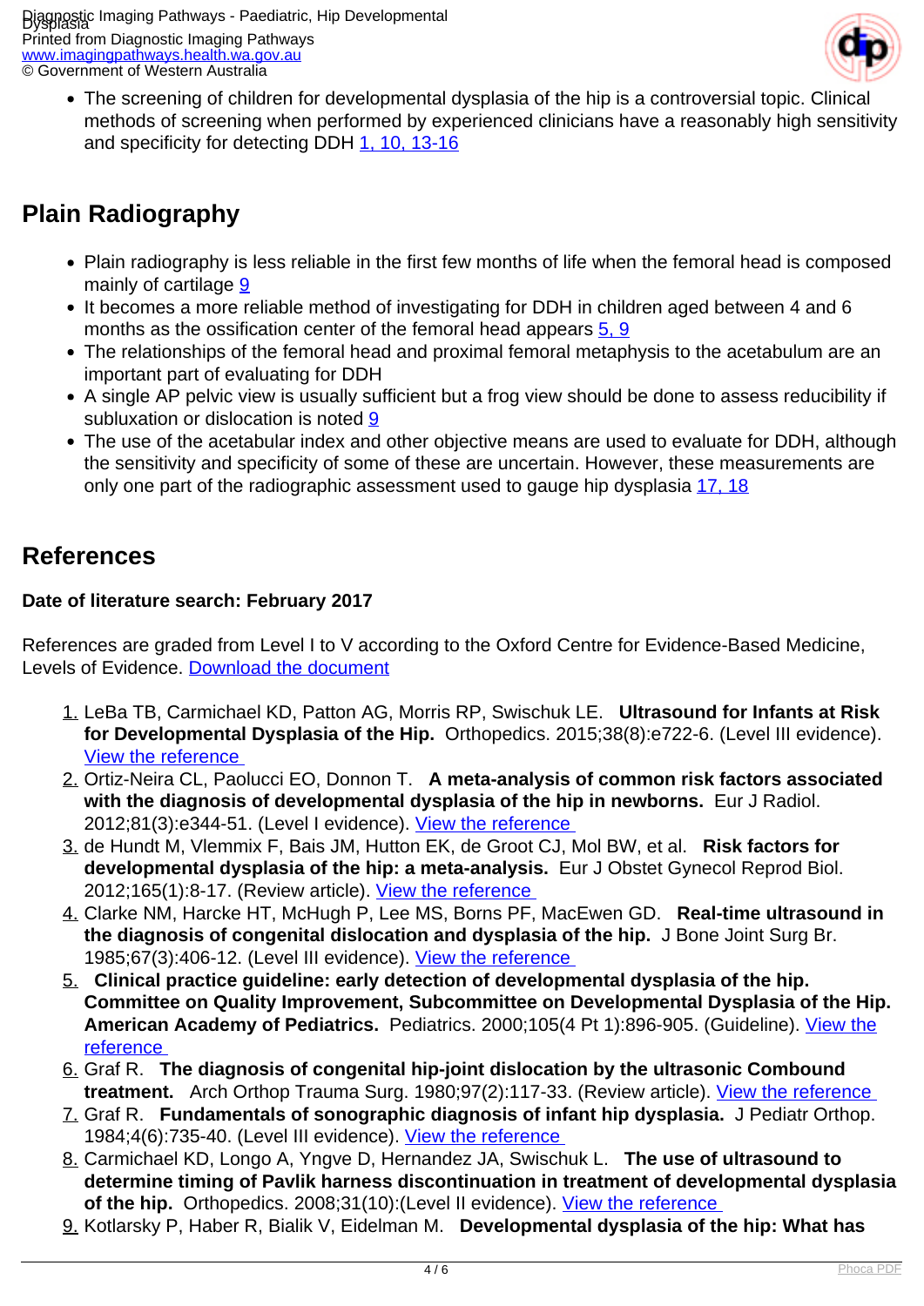- The screening of children for developmental dysplasia of the hip is a controversial topic. Clinical methods of screening when performed by experienced clinicians have a reasonably high sensitivity and specificity for detecting DDH 1, 10, 13-16

## Plain Radiography

- Plain radiography is less reliable in the first few months of life when the femoral head is composed mainly of cartilage 9
- It becomes a more reliable method of investigating for DDH in children aged between 4 and 6 months as the ossification center of the femoral head appears 5, 9
- The relationships of the femoral head and proximal femoral metaphysis to the acetabulum are an important part of evaluating for DDH
- A single AP pelvic view is usually sufficient but a frog view should be done to assess reducibility if subluxation or dislocation is noted 9
- The use of the acetabular index and other objective means are used to evaluate for DDH, although the sensitivity and specificity of some of these are uncertain. However, these measurements are only one part of the radiographic assessment used to gauge hip dysplasia 17, 18

## References

**Date of literature search: February 2017**

References are graded from Level I to V according to the Oxford Centre for Evidence-Based Medicine, Levels of Evidence. Download the document

1. LeBa TB, Carmichael KD, Patton AG, Morris RP, Swischuk LE. **Ultrasound for Infants at Risk for Developmental Dysplasia of the Hip.** Orthopedics. 2015;38(8):e722-6. (Level III evidence). View the reference
2. Ortiz-Neira CL, Paolucci EO, Donnon T. **A meta-analysis of common risk factors associated with the diagnosis of developmental dysplasia of the hip in newborns.** Eur J Radiol. 2012;81(3):e344-51. (Level I evidence). View the reference
3. de Hundt M, Vlemmix F, Bais JM, Hutton EK, de Groot CJ, Mol BW, et al. **Risk factors for developmental dysplasia of the hip: a meta-analysis.** Eur J Obstet Gynecol Reprod Biol. 2012;165(1):8-17. (Review article). View the reference
4. Clarke NM, Harcke HT, McHugh P, Lee MS, Borns PF, MacEwen GD. **Real-time ultrasound in the diagnosis of congenital dislocation and dysplasia of the hip.** J Bone Joint Surg Br. 1985;67(3):406-12. (Level III evidence). View the reference
5. **Clinical practice guideline: early detection of developmental dysplasia of the hip. Committee on Quality Improvement, Subcommittee on Developmental Dysplasia of the Hip. American Academy of Pediatrics.** Pediatrics. 2000;105(4 Pt 1):896-905. (Guideline). View the reference
6. Graf R. **The diagnosis of congenital hip-joint dislocation by the ultrasonic Combound treatment.** Arch Orthop Trauma Surg. 1980;97(2):117-33. (Review article). View the reference
7. Graf R. **Fundamentals of sonographic diagnosis of infant hip dysplasia.** J Pediatr Orthop. 1984;4(6):735-40. (Level III evidence). View the reference
8. Carmichael KD, Longo A, Yngve D, Hernandez JA, Swischuk L. **The use of ultrasound to determine timing of Pavlik harness discontinuation in treatment of developmental dysplasia of the hip.** Orthopedics. 2008;31(10):(Level II evidence). View the reference
9. Kotlarsky P, Haber R, Bialik V, Eidelman M. **Developmental dysplasia of the hip: What has**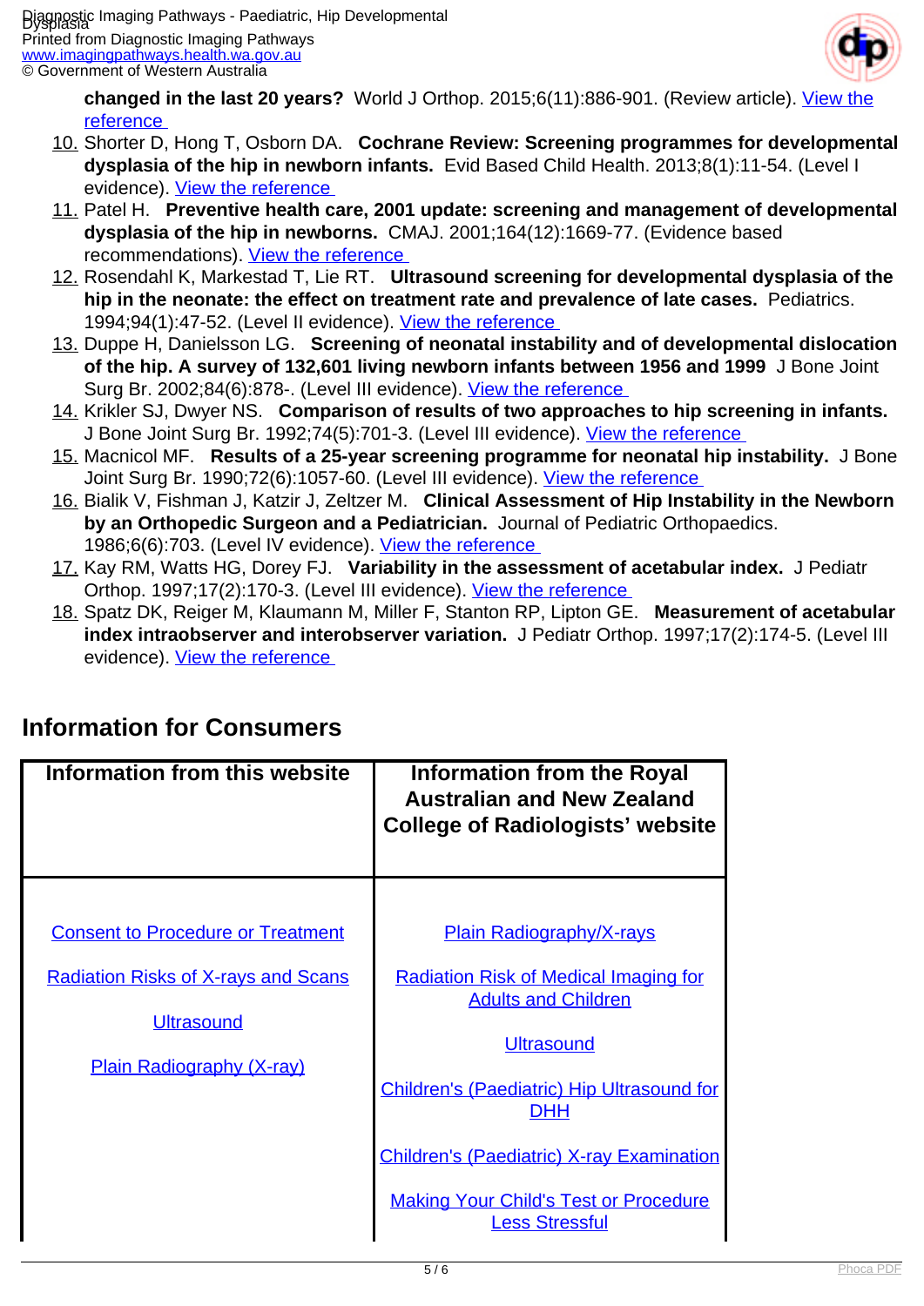changed in the last 20 years?** World J Orthop. 2015;6(11):886-901. (Review article). View the reference

10. Shorter D, Hong T, Osborn DA. **Cochrane Review: Screening programmes for developmental dysplasia of the hip in newborn infants.** Evid Based Child Health. 2013;8(1):11-54. (Level I evidence). View the reference
11. Patel H. **Preventive health care, 2001 update: screening and management of developmental dysplasia of the hip in newborns.** CMAJ. 2001;164(12):1669-77. (Evidence based recommendations). View the reference
12. Rosendahl K, Markestad T, Lie RT. **Ultrasound screening for developmental dysplasia of the hip in the neonate: the effect on treatment rate and prevalence of late cases.** Pediatrics. 1994;94(1):47-52. (Level II evidence). View the reference
13. Duppe H, Danielsson LG. **Screening of neonatal instability and of developmental dislocation of the hip. A survey of 132,601 living newborn infants between 1956 and 1999** J Bone Joint Surg Br. 2002;84(6):878-. (Level III evidence). View the reference
14. Krikler SJ, Dwyer NS. **Comparison of results of two approaches to hip screening in infants.** J Bone Joint Surg Br. 1992;74(5):701-3. (Level III evidence). View the reference
15. Macnicol MF. **Results of a 25-year screening programme for neonatal hip instability.** J Bone Joint Surg Br. 1990;72(6):1057-60. (Level III evidence). View the reference
16. Bialik V, Fishman J, Katzir J, Zeltzer M. **Clinical Assessment of Hip Instability in the Newborn by an Orthopedic Surgeon and a Pediatrician.** Journal of Pediatric Orthopaedics. 1986;6(6):703. (Level IV evidence). View the reference
17. Kay RM, Watts HG, Dorey FJ. **Variability in the assessment of acetabular index.** J Pediatr Orthop. 1997;17(2):170-3. (Level III evidence). View the reference
18. Spatz DK, Reiger M, Klaumann M, Miller F, Stanton RP, Lipton GE. **Measurement of acetabular index intraobserver and interobserver variation.** J Pediatr Orthop. 1997;17(2):174-5. (Level III evidence). View the reference

## Information for Consumers

| Information from this website | Information from the Royal Australian and New Zealand College of Radiologists' website |
|---|---|
| Consent to Procedure or Treatment<br><br>Radiation Risks of X-rays and Scans<br><br>Ultrasound<br><br>Plain Radiography (X-ray) | Plain Radiography/X-rays<br><br>Radiation Risk of Medical Imaging for Adults and Children<br><br>Ultrasound<br><br>Children's (Paediatric) Hip Ultrasound for DHH<br><br>Children's (Paediatric) X-ray Examination<br><br>Making Your Child's Test or Procedure Less Stressful |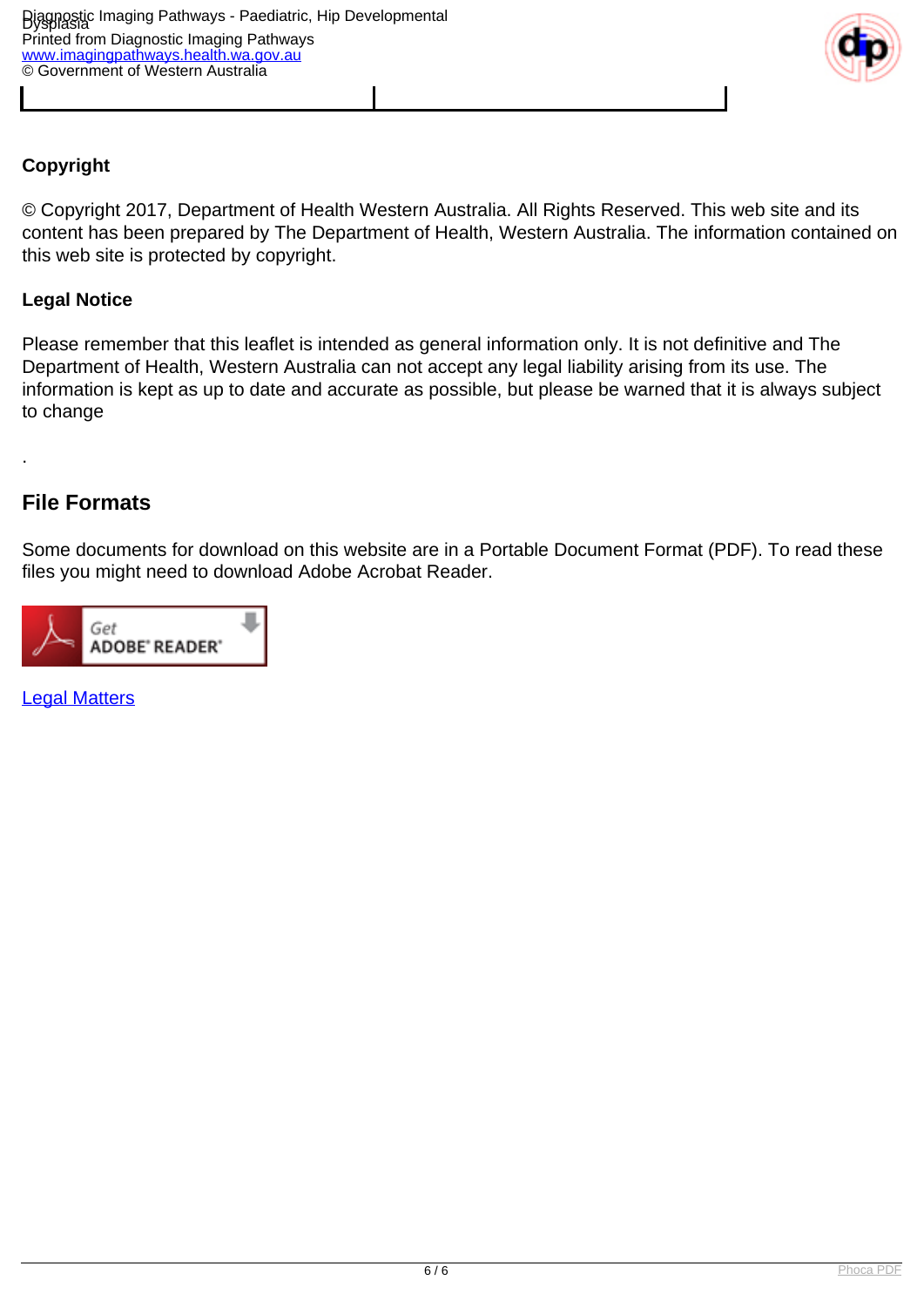**Copyright**

© Copyright 2017, Department of Health Western Australia. All Rights Reserved. This web site and its content has been prepared by The Department of Health, Western Australia. The information contained on this web site is protected by copyright.

**Legal Notice**

Please remember that this leaflet is intended as general information only. It is not definitive and The Department of Health, Western Australia can not accept any legal liability arising from its use. The information is kept as up to date and accurate as possible, but please be warned that it is always subject to change

.

## File Formats

Some documents for download on this website are in a Portable Document Format (PDF). To read these files you might need to download Adobe Acrobat Reader.

Get ADOBE® READER®

Legal Matters